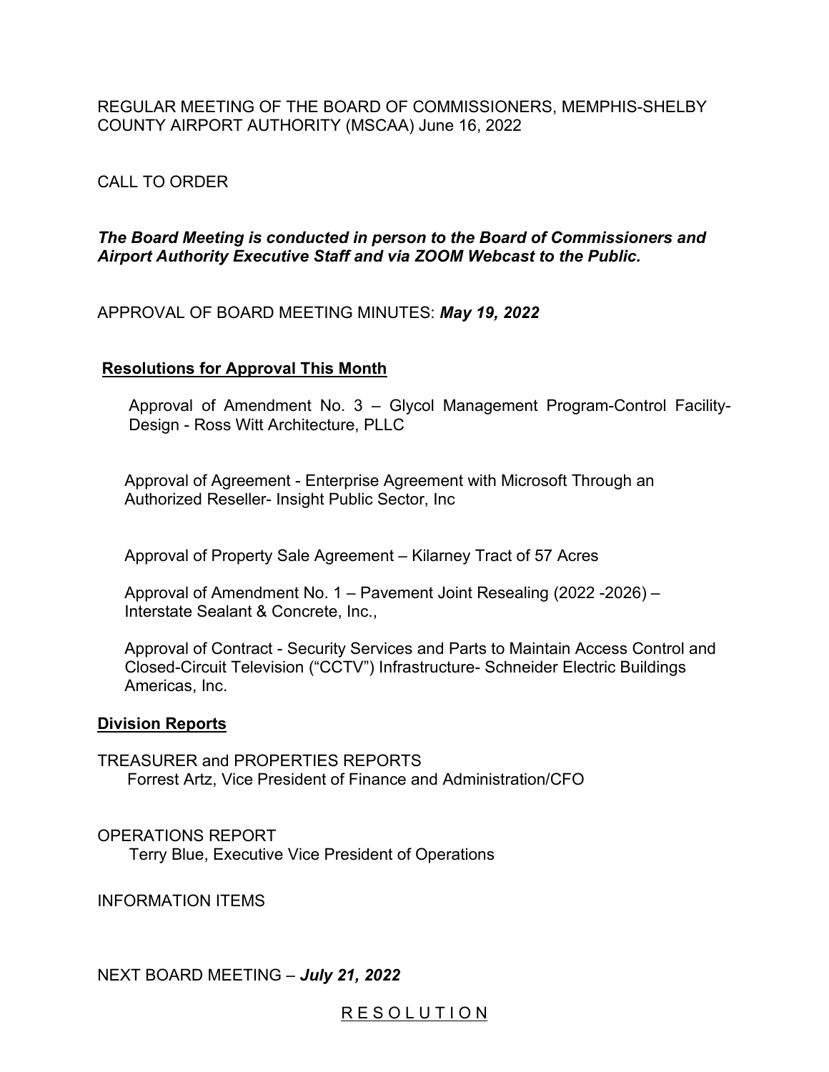REGULAR MEETING OF THE BOARD OF COMMISSIONERS, MEMPHIS-SHELBY COUNTY AIRPORT AUTHORITY (MSCAA) June 16, 2022

CALL TO ORDER

***The Board Meeting is conducted in person to the Board of Commissioners and Airport Authority Executive Staff and via ZOOM Webcast to the Public.***

APPROVAL OF BOARD MEETING MINUTES: ***May 19, 2022***

**Resolutions for Approval This Month**

Approval of Amendment No. 3 – Glycol Management Program-Control Facility-Design - Ross Witt Architecture, PLLC

Approval of Agreement - Enterprise Agreement with Microsoft Through an Authorized Reseller- Insight Public Sector, Inc

Approval of Property Sale Agreement – Kilarney Tract of 57 Acres

Approval of Amendment No. 1 – Pavement Joint Resealing (2022 -2026) – Interstate Sealant & Concrete, Inc.,

Approval of Contract - Security Services and Parts to Maintain Access Control and Closed-Circuit Television ("CCTV") Infrastructure- Schneider Electric Buildings Americas, Inc.

**Division Reports**

TREASURER and PROPERTIES REPORTS
Forrest Artz, Vice President of Finance and Administration/CFO

OPERATIONS REPORT
Terry Blue, Executive Vice President of Operations

INFORMATION ITEMS

NEXT BOARD MEETING – ***July 21, 2022***

R E S O L U T I O N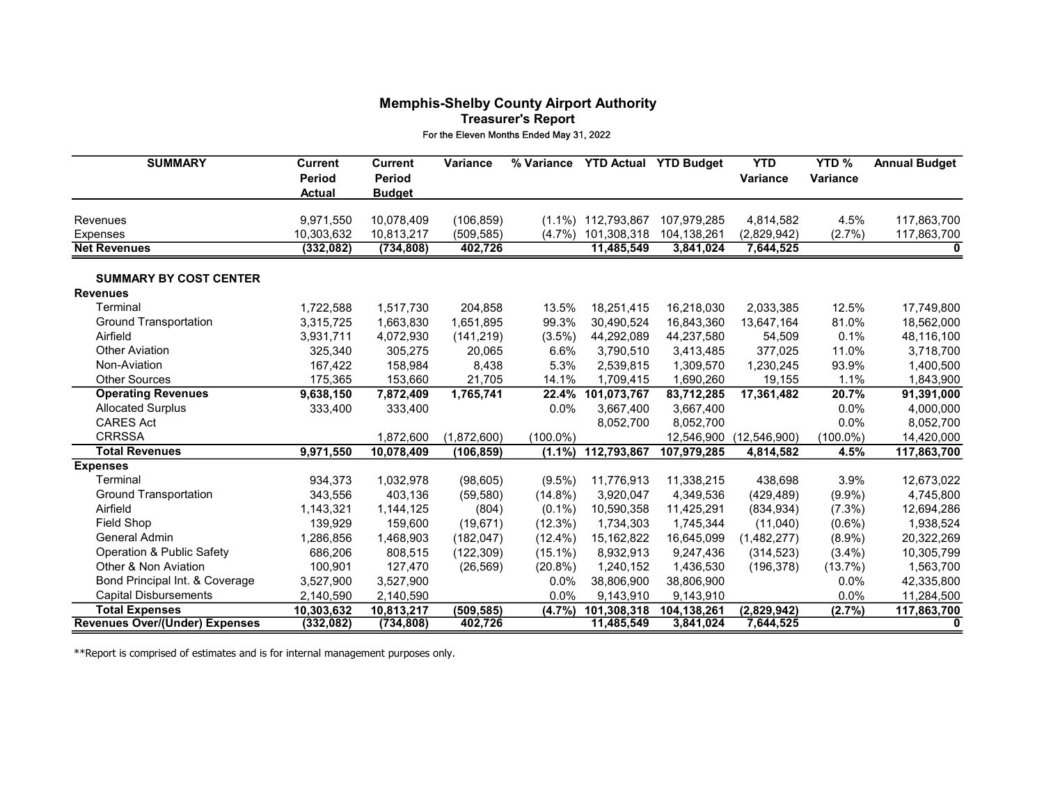# Memphis-Shelby County Airport Authority

## Treasurer's Report

For the Eleven Months Ended May 31, 2022

| SUMMARY | Current Period Actual | Current Period Budget | Variance | % Variance | YTD Actual | YTD Budget | YTD Variance | YTD % Variance | Annual Budget |
|---|---|---|---|---|---|---|---|---|---|
| Revenues | 9,971,550 | 10,078,409 | (106,859) | (1.1%) | 112,793,867 | 107,979,285 | 4,814,582 | 4.5% | 117,863,700 |
| Expenses | 10,303,632 | 10,813,217 | (509,585) | (4.7%) | 101,308,318 | 104,138,261 | (2,829,942) | (2.7%) | 117,863,700 |
| **Net Revenues** | **(332,082)** | **(734,808)** | **402,726** | | **11,485,549** | **3,841,024** | **7,644,525** | | **0** |
| | | | | | | | | | |
| **SUMMARY BY COST CENTER** | | | | | | | | | |
| **Revenues** | | | | | | | | | |
| Terminal | 1,722,588 | 1,517,730 | 204,858 | 13.5% | 18,251,415 | 16,218,030 | 2,033,385 | 12.5% | 17,749,800 |
| Ground Transportation | 3,315,725 | 1,663,830 | 1,651,895 | 99.3% | 30,490,524 | 16,843,360 | 13,647,164 | 81.0% | 18,562,000 |
| Airfield | 3,931,711 | 4,072,930 | (141,219) | (3.5%) | 44,292,089 | 44,237,580 | 54,509 | 0.1% | 48,116,100 |
| Other Aviation | 325,340 | 305,275 | 20,065 | 6.6% | 3,790,510 | 3,413,485 | 377,025 | 11.0% | 3,718,700 |
| Non-Aviation | 167,422 | 158,984 | 8,438 | 5.3% | 2,539,815 | 1,309,570 | 1,230,245 | 93.9% | 1,400,500 |
| Other Sources | 175,365 | 153,660 | 21,705 | 14.1% | 1,709,415 | 1,690,260 | 19,155 | 1.1% | 1,843,900 |
| **Operating Revenues** | **9,638,150** | **7,872,409** | **1,765,741** | **22.4%** | **101,073,767** | **83,712,285** | **17,361,482** | **20.7%** | **91,391,000** |
| Allocated Surplus | 333,400 | 333,400 | | 0.0% | 3,667,400 | 3,667,400 | | 0.0% | 4,000,000 |
| CARES Act | | | | | 8,052,700 | 8,052,700 | | 0.0% | 8,052,700 |
| CRRSSA | | 1,872,600 | (1,872,600) | (100.0%) | | 12,546,900 | (12,546,900) | (100.0%) | 14,420,000 |
| **Total Revenues** | **9,971,550** | **10,078,409** | **(106,859)** | **(1.1%)** | **112,793,867** | **107,979,285** | **4,814,582** | **4.5%** | **117,863,700** |
| **Expenses** | | | | | | | | | |
| Terminal | 934,373 | 1,032,978 | (98,605) | (9.5%) | 11,776,913 | 11,338,215 | 438,698 | 3.9% | 12,673,022 |
| Ground Transportation | 343,556 | 403,136 | (59,580) | (14.8%) | 3,920,047 | 4,349,536 | (429,489) | (9.9%) | 4,745,800 |
| Airfield | 1,143,321 | 1,144,125 | (804) | (0.1%) | 10,590,358 | 11,425,291 | (834,934) | (7.3%) | 12,694,286 |
| Field Shop | 139,929 | 159,600 | (19,671) | (12.3%) | 1,734,303 | 1,745,344 | (11,040) | (0.6%) | 1,938,524 |
| General Admin | 1,286,856 | 1,468,903 | (182,047) | (12.4%) | 15,162,822 | 16,645,099 | (1,482,277) | (8.9%) | 20,322,269 |
| Operation & Public Safety | 686,206 | 808,515 | (122,309) | (15.1%) | 8,932,913 | 9,247,436 | (314,523) | (3.4%) | 10,305,799 |
| Other & Non Aviation | 100,901 | 127,470 | (26,569) | (20.8%) | 1,240,152 | 1,436,530 | (196,378) | (13.7%) | 1,563,700 |
| Bond Principal Int. & Coverage | 3,527,900 | 3,527,900 | | 0.0% | 38,806,900 | 38,806,900 | | 0.0% | 42,335,800 |
| Capital Disbursements | 2,140,590 | 2,140,590 | | 0.0% | 9,143,910 | 9,143,910 | | 0.0% | 11,284,500 |
| **Total Expenses** | **10,303,632** | **10,813,217** | **(509,585)** | **(4.7%)** | **101,308,318** | **104,138,261** | **(2,829,942)** | **(2.7%)** | **117,863,700** |
| **Revenues Over/(Under) Expenses** | **(332,082)** | **(734,808)** | **402,726** | | **11,485,549** | **3,841,024** | **7,644,525** | | **0** |

**Report is comprised of estimates and is for internal management purposes only.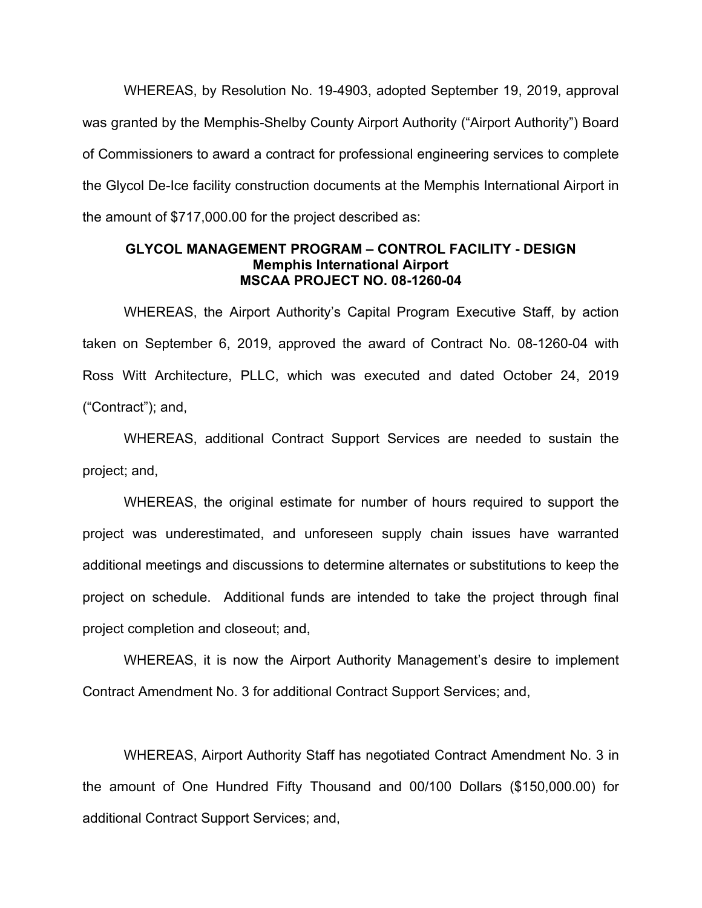WHEREAS, by Resolution No. 19-4903, adopted September 19, 2019, approval was granted by the Memphis-Shelby County Airport Authority ("Airport Authority") Board of Commissioners to award a contract for professional engineering services to complete the Glycol De-Ice facility construction documents at the Memphis International Airport in the amount of $717,000.00 for the project described as:

**GLYCOL MANAGEMENT PROGRAM – CONTROL FACILITY - DESIGN**
**Memphis International Airport**
**MSCAA PROJECT NO. 08-1260-04**

WHEREAS, the Airport Authority's Capital Program Executive Staff, by action taken on September 6, 2019, approved the award of Contract No. 08-1260-04 with Ross Witt Architecture, PLLC, which was executed and dated October 24, 2019 ("Contract"); and,

WHEREAS, additional Contract Support Services are needed to sustain the project; and,

WHEREAS, the original estimate for number of hours required to support the project was underestimated, and unforeseen supply chain issues have warranted additional meetings and discussions to determine alternates or substitutions to keep the project on schedule. Additional funds are intended to take the project through final project completion and closeout; and,

WHEREAS, it is now the Airport Authority Management's desire to implement Contract Amendment No. 3 for additional Contract Support Services; and,

WHEREAS, Airport Authority Staff has negotiated Contract Amendment No. 3 in the amount of One Hundred Fifty Thousand and 00/100 Dollars ($150,000.00) for additional Contract Support Services; and,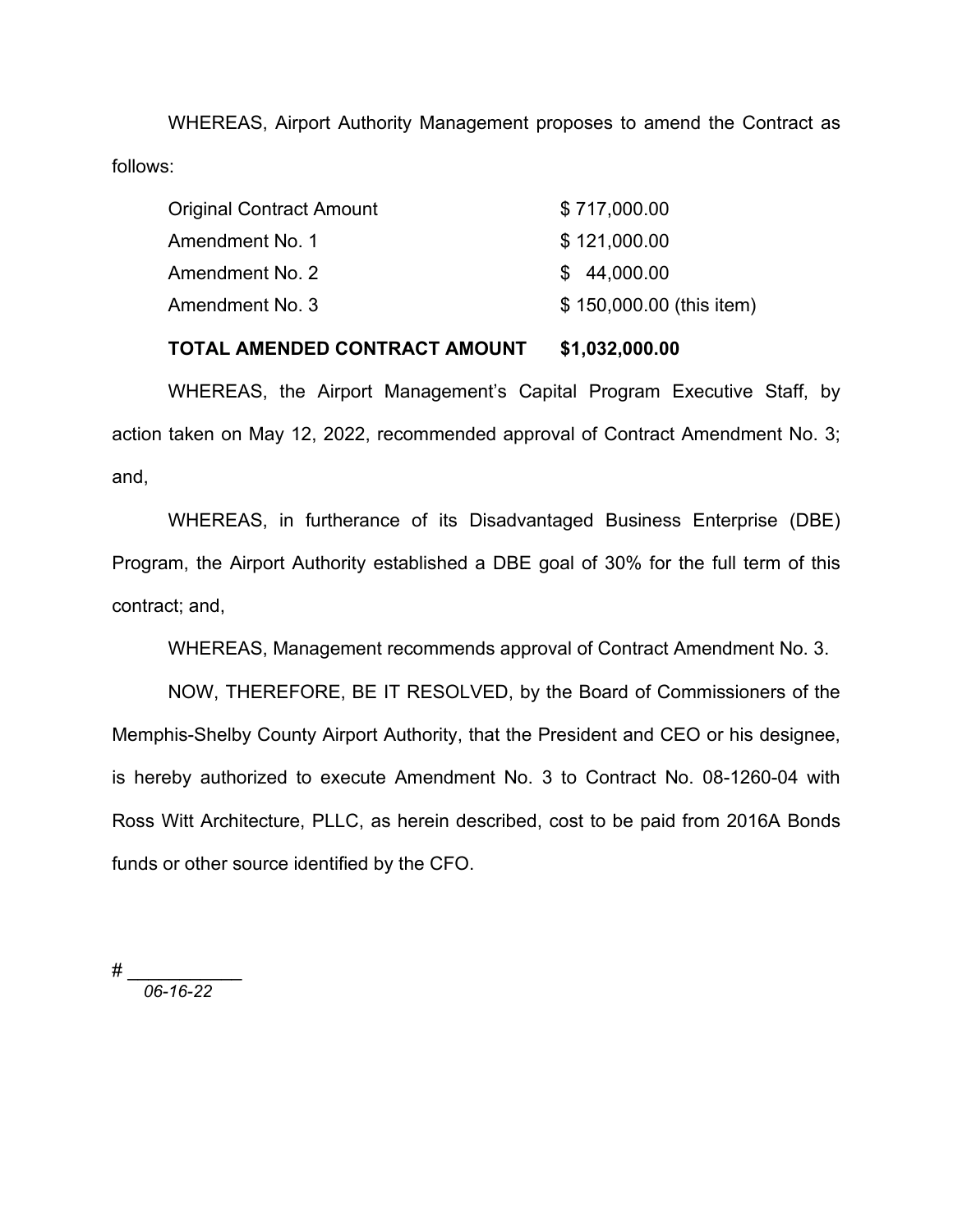WHEREAS, Airport Authority Management proposes to amend the Contract as follows:

| | |
|---|---|
| Original Contract Amount | $ 717,000.00 |
| Amendment No. 1 | $ 121,000.00 |
| Amendment No. 2 | $ 44,000.00 |
| Amendment No. 3 | $ 150,000.00 (this item) |
| **TOTAL AMENDED CONTRACT AMOUNT** | **$1,032,000.00** |

WHEREAS, the Airport Management's Capital Program Executive Staff, by action taken on May 12, 2022, recommended approval of Contract Amendment No. 3; and,

WHEREAS, in furtherance of its Disadvantaged Business Enterprise (DBE) Program, the Airport Authority established a DBE goal of 30% for the full term of this contract; and,

WHEREAS, Management recommends approval of Contract Amendment No. 3.

NOW, THEREFORE, BE IT RESOLVED, by the Board of Commissioners of the Memphis-Shelby County Airport Authority, that the President and CEO or his designee, is hereby authorized to execute Amendment No. 3 to Contract No. 08-1260-04 with Ross Witt Architecture, PLLC, as herein described, cost to be paid from 2016A Bonds funds or other source identified by the CFO.

# ___________
*06-16-22*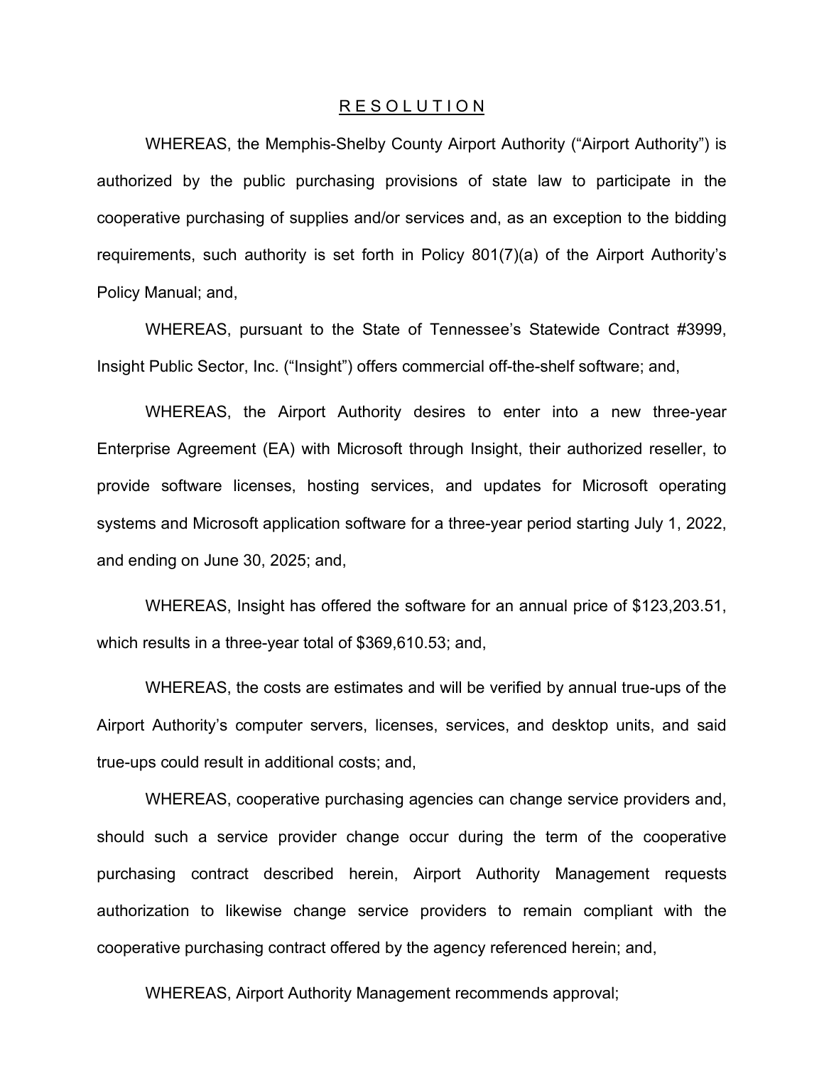# R E S O L U T I O N

WHEREAS, the Memphis-Shelby County Airport Authority ("Airport Authority") is authorized by the public purchasing provisions of state law to participate in the cooperative purchasing of supplies and/or services and, as an exception to the bidding requirements, such authority is set forth in Policy 801(7)(a) of the Airport Authority's Policy Manual; and,

WHEREAS, pursuant to the State of Tennessee's Statewide Contract #3999, Insight Public Sector, Inc. ("Insight") offers commercial off-the-shelf software; and,

WHEREAS, the Airport Authority desires to enter into a new three-year Enterprise Agreement (EA) with Microsoft through Insight, their authorized reseller, to provide software licenses, hosting services, and updates for Microsoft operating systems and Microsoft application software for a three-year period starting July 1, 2022, and ending on June 30, 2025; and,

WHEREAS, Insight has offered the software for an annual price of $123,203.51, which results in a three-year total of $369,610.53; and,

WHEREAS, the costs are estimates and will be verified by annual true-ups of the Airport Authority's computer servers, licenses, services, and desktop units, and said true-ups could result in additional costs; and,

WHEREAS, cooperative purchasing agencies can change service providers and, should such a service provider change occur during the term of the cooperative purchasing contract described herein, Airport Authority Management requests authorization to likewise change service providers to remain compliant with the cooperative purchasing contract offered by the agency referenced herein; and,

WHEREAS, Airport Authority Management recommends approval;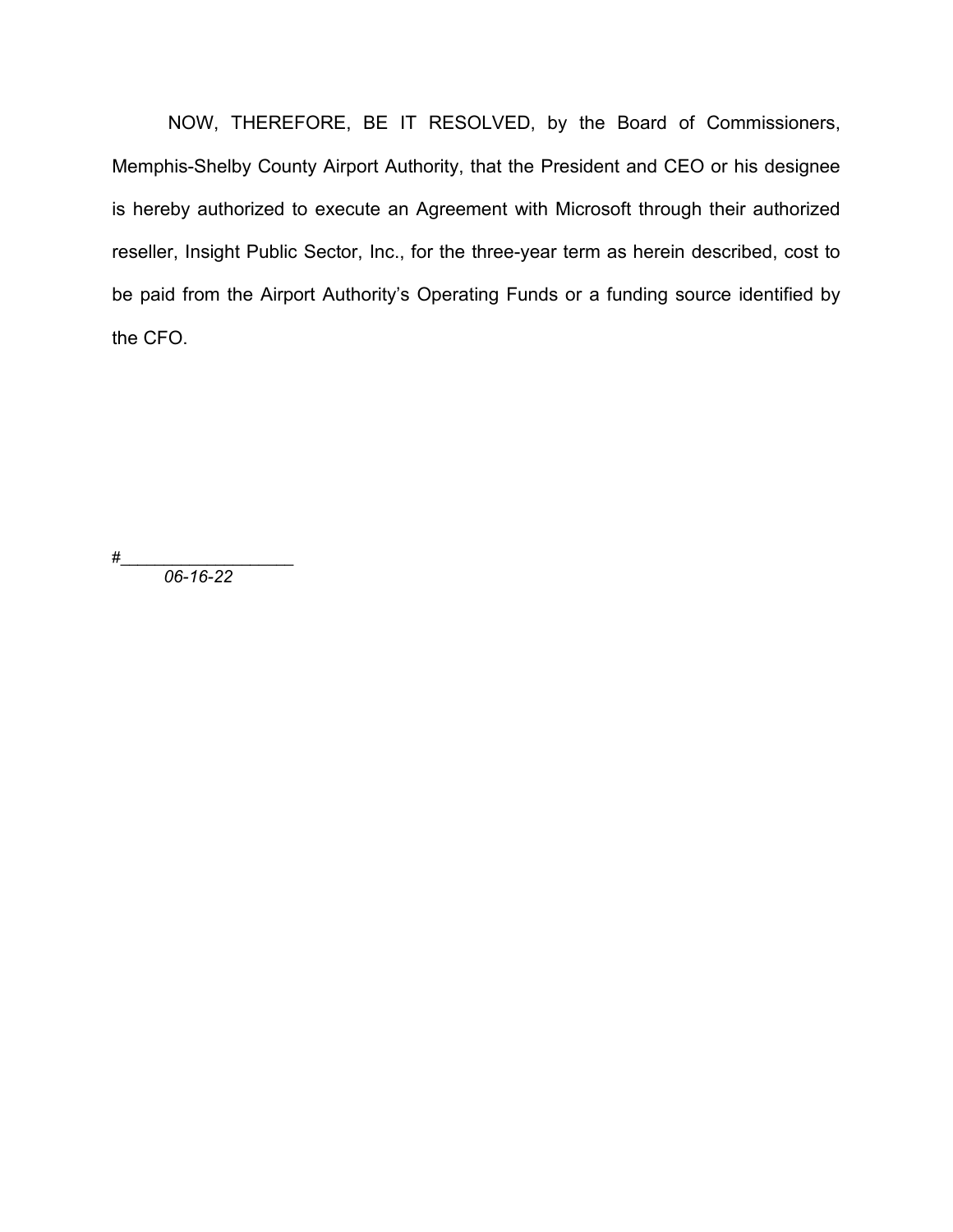NOW, THEREFORE, BE IT RESOLVED, by the Board of Commissioners, Memphis-Shelby County Airport Authority, that the President and CEO or his designee is hereby authorized to execute an Agreement with Microsoft through their authorized reseller, Insight Public Sector, Inc., for the three-year term as herein described, cost to be paid from the Airport Authority's Operating Funds or a funding source identified by the CFO.

#__________________

*06-16-22*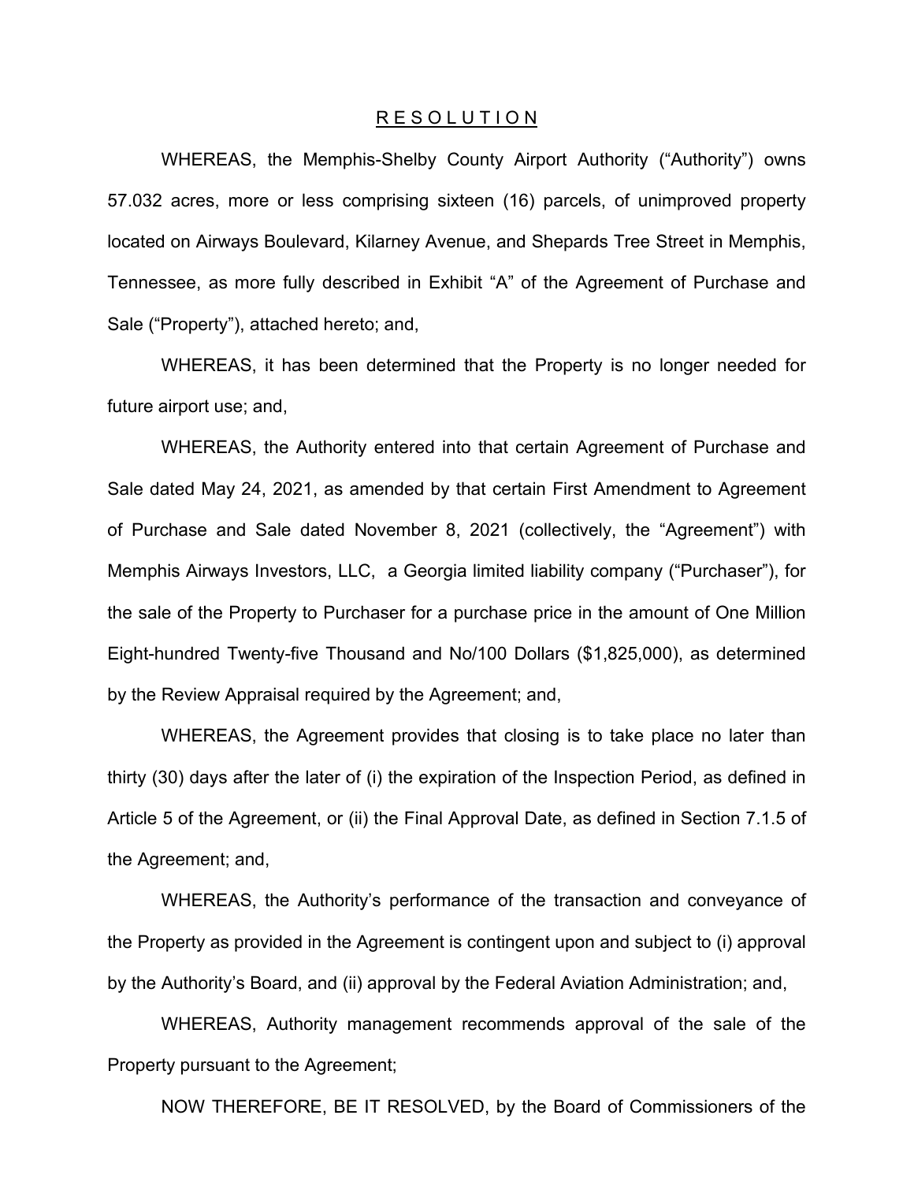# R E S O L U T I O N

WHEREAS, the Memphis-Shelby County Airport Authority ("Authority") owns 57.032 acres, more or less comprising sixteen (16) parcels, of unimproved property located on Airways Boulevard, Kilarney Avenue, and Shepards Tree Street in Memphis, Tennessee, as more fully described in Exhibit "A" of the Agreement of Purchase and Sale ("Property"), attached hereto; and,

WHEREAS, it has been determined that the Property is no longer needed for future airport use; and,

WHEREAS, the Authority entered into that certain Agreement of Purchase and Sale dated May 24, 2021, as amended by that certain First Amendment to Agreement of Purchase and Sale dated November 8, 2021 (collectively, the "Agreement") with Memphis Airways Investors, LLC, a Georgia limited liability company ("Purchaser"), for the sale of the Property to Purchaser for a purchase price in the amount of One Million Eight-hundred Twenty-five Thousand and No/100 Dollars ($1,825,000), as determined by the Review Appraisal required by the Agreement; and,

WHEREAS, the Agreement provides that closing is to take place no later than thirty (30) days after the later of (i) the expiration of the Inspection Period, as defined in Article 5 of the Agreement, or (ii) the Final Approval Date, as defined in Section 7.1.5 of the Agreement; and,

WHEREAS, the Authority's performance of the transaction and conveyance of the Property as provided in the Agreement is contingent upon and subject to (i) approval by the Authority's Board, and (ii) approval by the Federal Aviation Administration; and,

WHEREAS, Authority management recommends approval of the sale of the Property pursuant to the Agreement;

NOW THEREFORE, BE IT RESOLVED, by the Board of Commissioners of the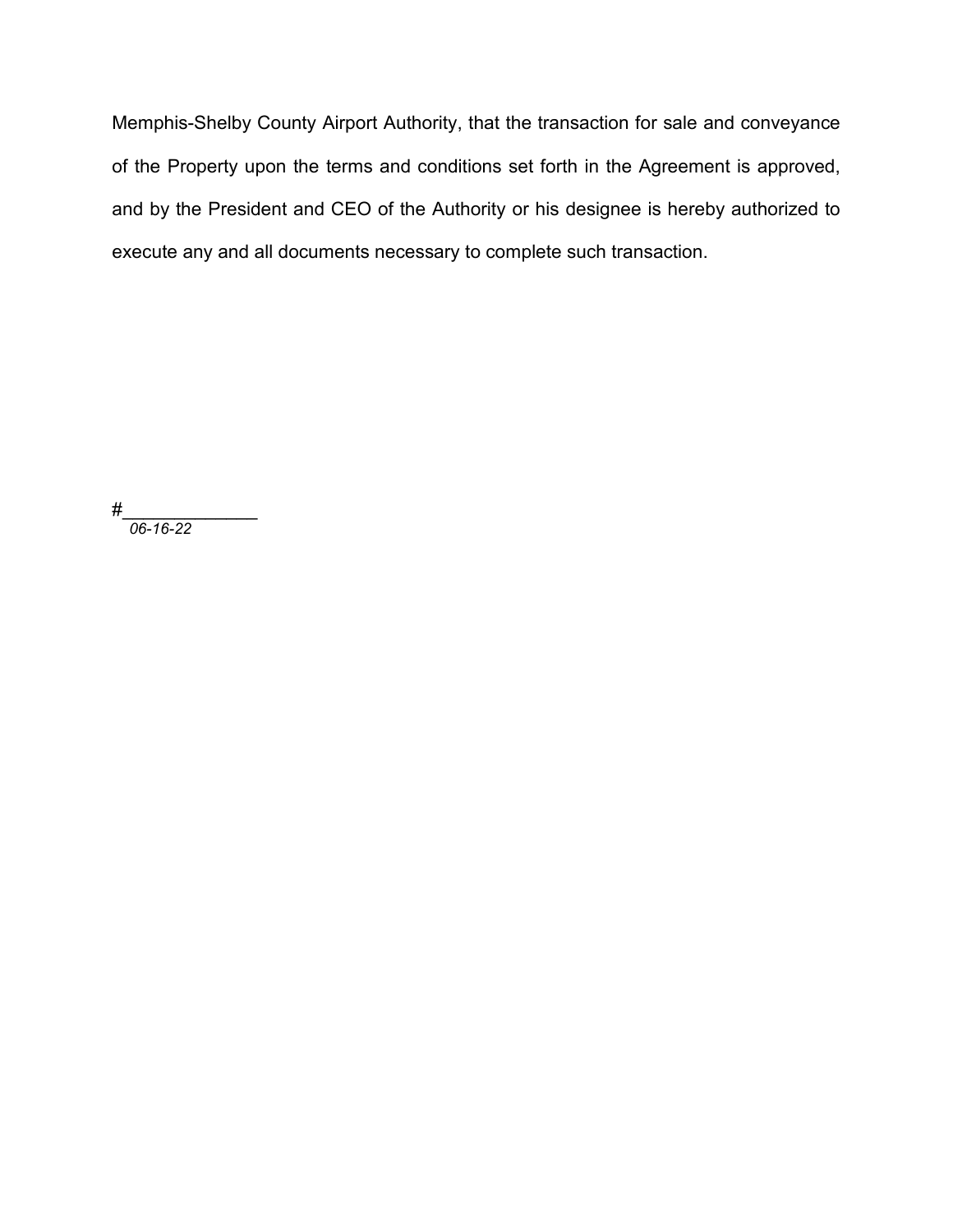Memphis-Shelby County Airport Authority, that the transaction for sale and conveyance of the Property upon the terms and conditions set forth in the Agreement is approved, and by the President and CEO of the Authority or his designee is hereby authorized to execute any and all documents necessary to complete such transaction.

#_____________

*06-16-22*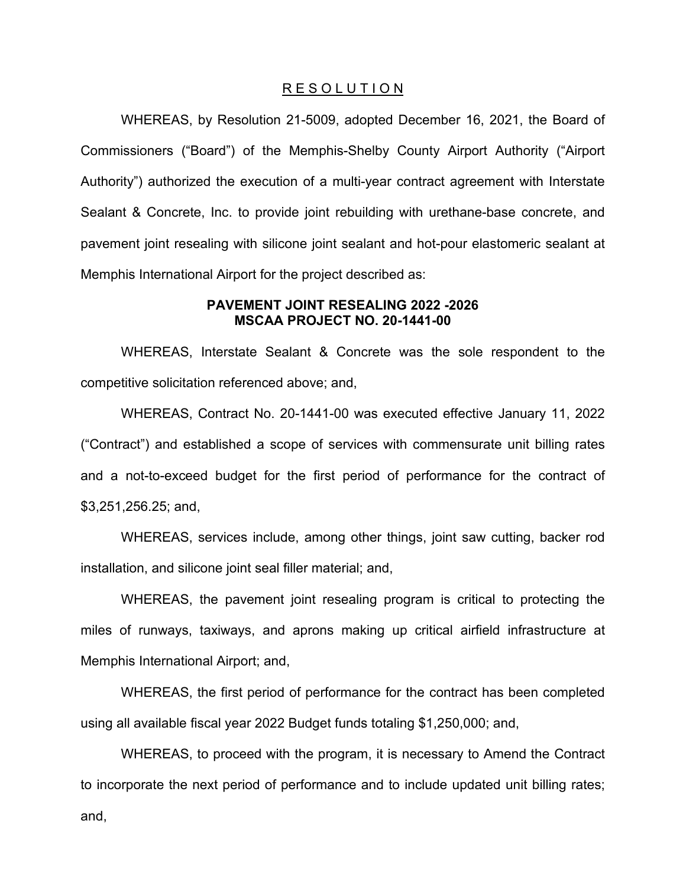<u>R E S O L U T I O N</u>

WHEREAS, by Resolution 21-5009, adopted December 16, 2021, the Board of Commissioners ("Board") of the Memphis-Shelby County Airport Authority ("Airport Authority") authorized the execution of a multi-year contract agreement with Interstate Sealant & Concrete, Inc. to provide joint rebuilding with urethane-base concrete, and pavement joint resealing with silicone joint sealant and hot-pour elastomeric sealant at Memphis International Airport for the project described as:

**PAVEMENT JOINT RESEALING 2022 -2026**
**MSCAA PROJECT NO. 20-1441-00**

WHEREAS, Interstate Sealant & Concrete was the sole respondent to the competitive solicitation referenced above; and,

WHEREAS, Contract No. 20-1441-00 was executed effective January 11, 2022 ("Contract") and established a scope of services with commensurate unit billing rates and a not-to-exceed budget for the first period of performance for the contract of $3,251,256.25; and,

WHEREAS, services include, among other things, joint saw cutting, backer rod installation, and silicone joint seal filler material; and,

WHEREAS, the pavement joint resealing program is critical to protecting the miles of runways, taxiways, and aprons making up critical airfield infrastructure at Memphis International Airport; and,

WHEREAS, the first period of performance for the contract has been completed using all available fiscal year 2022 Budget funds totaling $1,250,000; and,

WHEREAS, to proceed with the program, it is necessary to Amend the Contract to incorporate the next period of performance and to include updated unit billing rates; and,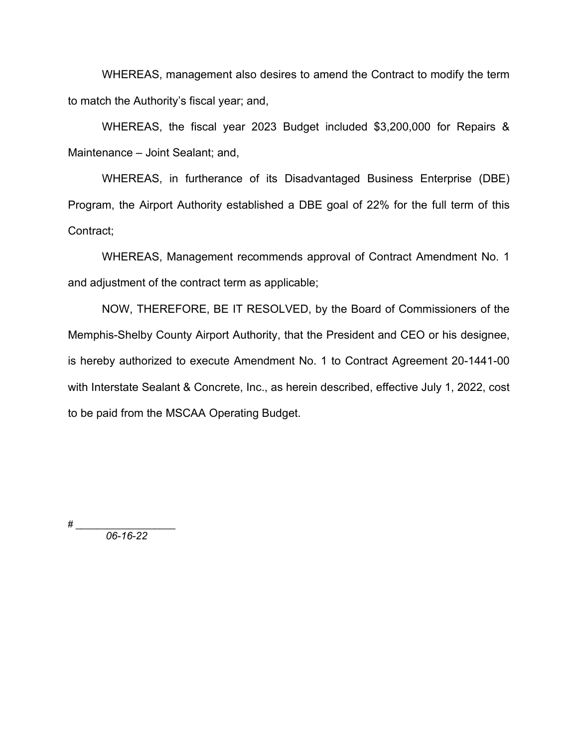WHEREAS, management also desires to amend the Contract to modify the term to match the Authority's fiscal year; and,

WHEREAS, the fiscal year 2023 Budget included $3,200,000 for Repairs & Maintenance – Joint Sealant; and,

WHEREAS, in furtherance of its Disadvantaged Business Enterprise (DBE) Program, the Airport Authority established a DBE goal of 22% for the full term of this Contract;

WHEREAS, Management recommends approval of Contract Amendment No. 1 and adjustment of the contract term as applicable;

NOW, THEREFORE, BE IT RESOLVED, by the Board of Commissioners of the Memphis-Shelby County Airport Authority, that the President and CEO or his designee, is hereby authorized to execute Amendment No. 1 to Contract Agreement 20-1441-00 with Interstate Sealant & Concrete, Inc., as herein described, effective July 1, 2022, cost to be paid from the MSCAA Operating Budget.

# _________________

*06-16-22*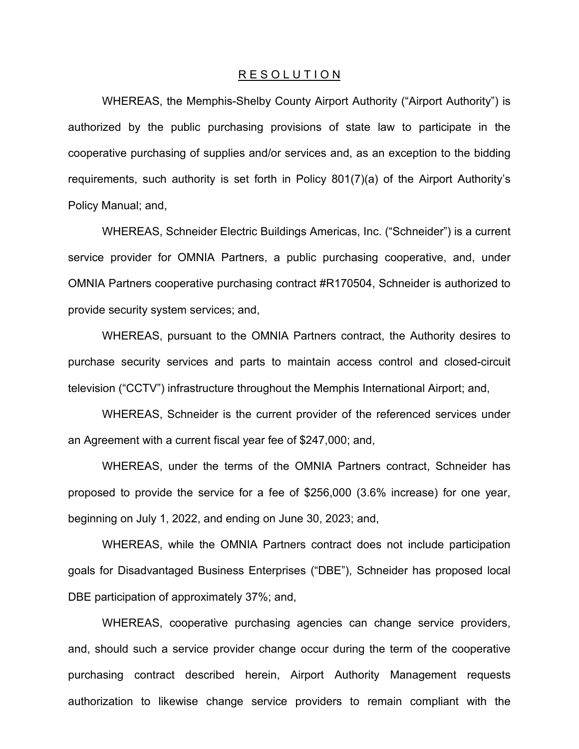# R E S O L U T I O N

WHEREAS, the Memphis-Shelby County Airport Authority ("Airport Authority") is authorized by the public purchasing provisions of state law to participate in the cooperative purchasing of supplies and/or services and, as an exception to the bidding requirements, such authority is set forth in Policy 801(7)(a) of the Airport Authority's Policy Manual; and,

WHEREAS, Schneider Electric Buildings Americas, Inc. ("Schneider") is a current service provider for OMNIA Partners, a public purchasing cooperative, and, under OMNIA Partners cooperative purchasing contract #R170504, Schneider is authorized to provide security system services; and,

WHEREAS, pursuant to the OMNIA Partners contract, the Authority desires to purchase security services and parts to maintain access control and closed-circuit television ("CCTV") infrastructure throughout the Memphis International Airport; and,

WHEREAS, Schneider is the current provider of the referenced services under an Agreement with a current fiscal year fee of $247,000; and,

WHEREAS, under the terms of the OMNIA Partners contract, Schneider has proposed to provide the service for a fee of $256,000 (3.6% increase) for one year, beginning on July 1, 2022, and ending on June 30, 2023; and,

WHEREAS, while the OMNIA Partners contract does not include participation goals for Disadvantaged Business Enterprises ("DBE"), Schneider has proposed local DBE participation of approximately 37%; and,

WHEREAS, cooperative purchasing agencies can change service providers, and, should such a service provider change occur during the term of the cooperative purchasing contract described herein, Airport Authority Management requests authorization to likewise change service providers to remain compliant with the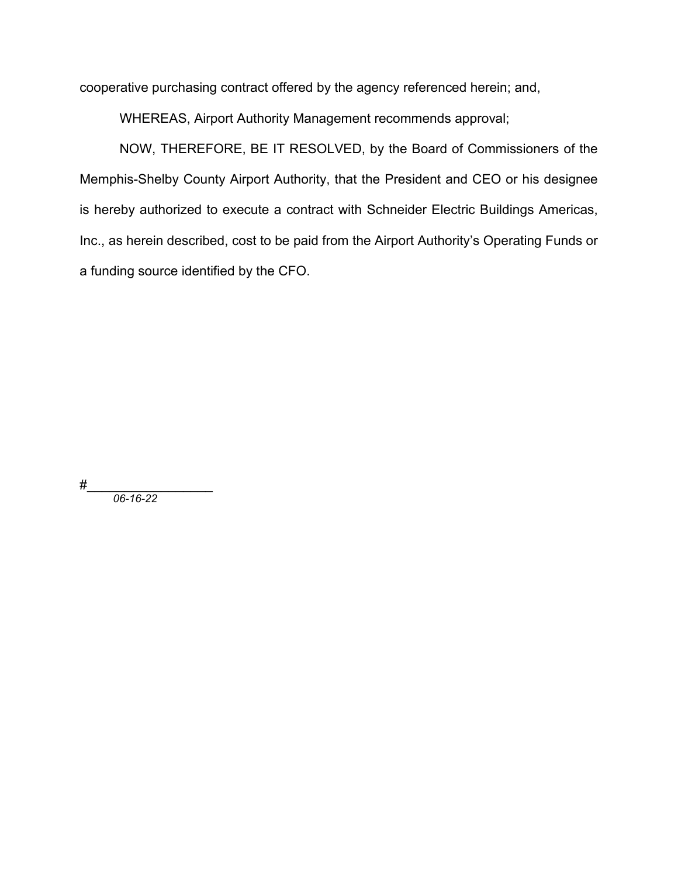cooperative purchasing contract offered by the agency referenced herein; and,

WHEREAS, Airport Authority Management recommends approval;

NOW, THEREFORE, BE IT RESOLVED, by the Board of Commissioners of the Memphis-Shelby County Airport Authority, that the President and CEO or his designee is hereby authorized to execute a contract with Schneider Electric Buildings Americas, Inc., as herein described, cost to be paid from the Airport Authority's Operating Funds or a funding source identified by the CFO.

#________________

*06-16-22*